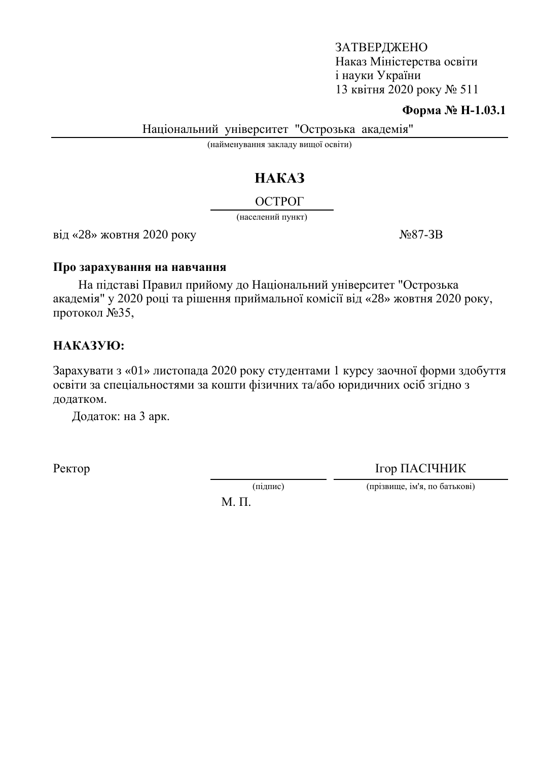ЗАТВЕРДЖЕНО
Наказ Міністерства освіти
і науки України
13 квітня 2020 року № 511

**Форма № Н-1.03.1**

Національний університет "Острозька академія"
(найменування закладу вищої освіти)

# НАКАЗ

ОСТРОГ
(населений пункт)

від «28» жовтня 2020 року №87-ЗВ

**Про зарахування на навчання**

На підставі Правил прийому до Національний університет "Острозька академія" у 2020 році та рішення приймальної комісії від «28» жовтня 2020 року, протокол №35,

**НАКАЗУЮ:**

Зарахувати з «01» листопада 2020 року студентами 1 курсу заочної форми здобуття освіти за спеціальностями за кошти фізичних та/або юридичних осіб згідно з додатком.

Додаток: на 3 арк.

Ректор ____________ Ігор ПАСІЧНИК
(підпис) (прізвище, ім'я, по батькові)

М. П.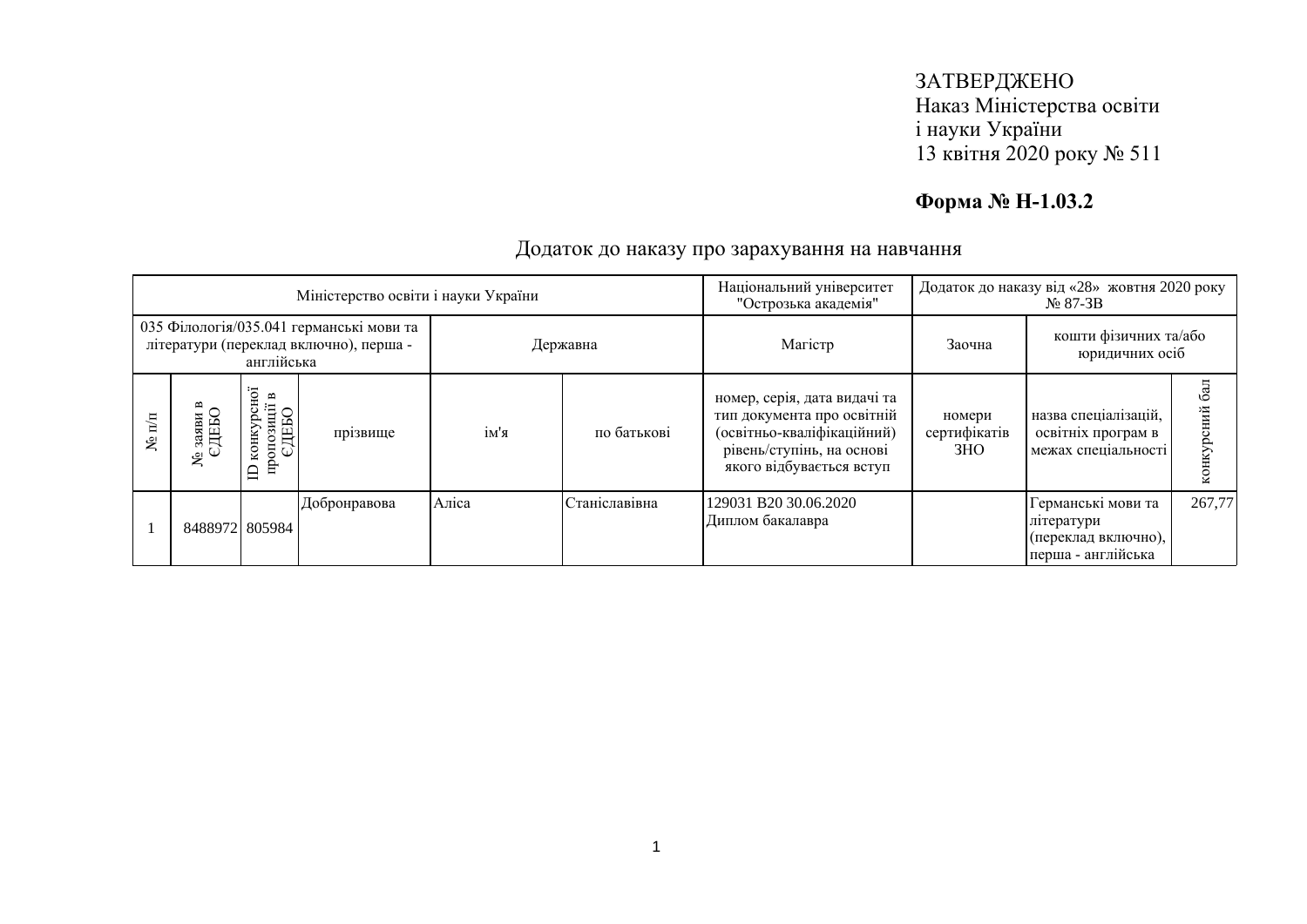ЗАТВЕРДЖЕНО
Наказ Міністерства освіти
і науки України
13 квітня 2020 року № 511

**Форма № Н-1.03.2**

Додаток до наказу про зарахування на навчання

| Міністерство освіти і науки України | | | | | | Національний університет "Острозька академія" | Додаток до наказу від «28» жовтня 2020 року № 87-ЗВ | | |
|---|---|---|---|---|---|---|---|---|---|
| 035 Філологія/035.041 германські мови та літератури (переклад включно), перша - англійська | | | | Державна | | Магістр | Заочна | кошти фізичних та/або юридичних осіб | |
| № п/п | № заяви в ЄДЕБО | ID конкурсної пропозиції в ЄДЕБО | прізвище | ім'я | по батькові | номер, серія, дата видачі та тип документа про освітній (освітньо-кваліфікаційний) рівень/ступінь, на основі якого відбувається вступ | номери сертифікатів ЗНО | назва спеціалізацій, освітніх програм в межах спеціальності | конкурсний бал |
| 1 | 8488972 | 805984 | Добронравова | Аліса | Станіславівна | 129031 B20 30.06.2020 Диплом бакалавра | | Германські мови та літератури (переклад включно), перша - англійська | 267,77 |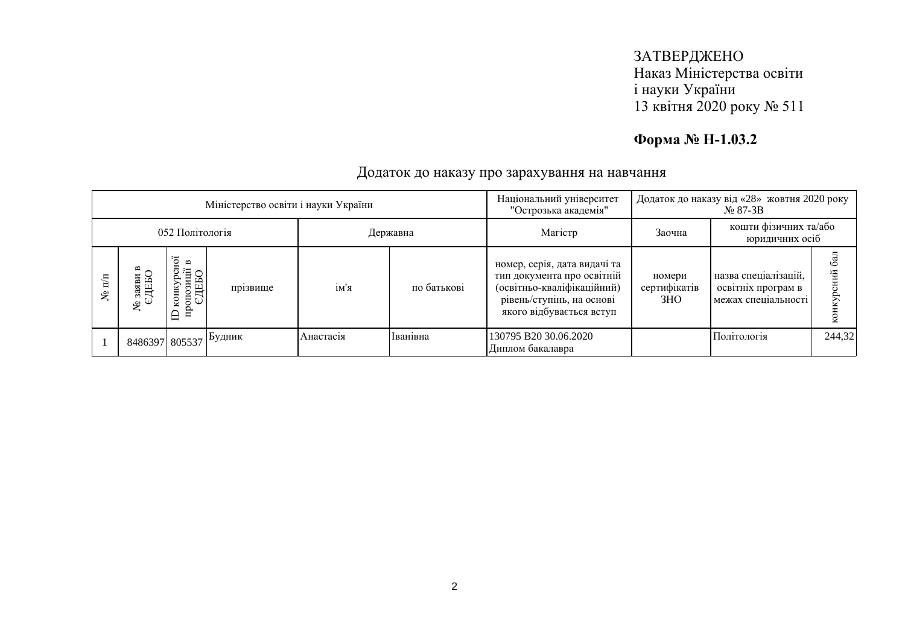ЗАТВЕРДЖЕНО
Наказ Міністерства освіти
і науки України
13 квітня 2020 року № 511

**Форма № Н-1.03.2**

Додаток до наказу про зарахування на навчання

| Міністерство освіти і науки України | | | | | | Національний університет "Острозька академія" | Додаток до наказу від «28» жовтня 2020 року № 87-ЗВ | | |
|---|---|---|---|---|---|---|---|---|---|
| 052 Політологія | | | | Державна | | Магістр | Заочна | кошти фізичних та/або юридичних осіб | |
| № п/п | № заяви в ЄДЕБО | ID конкурсної пропозиції в ЄДЕБО | прізвище | ім'я | по батькові | номер, серія, дата видачі та тип документа про освітній (освітньо-кваліфікаційний) рівень/ступінь, на основі якого відбувається вступ | номери сертифікатів ЗНО | назва спеціалізацій, освітніх програм в межах спеціальності | конкурсний бал |
| 1 | 8486397 | 805537 | Будник | Анастасія | Іванівна | 130795 B20 30.06.2020 Диплом бакалавра | | Політологія | 244,32 |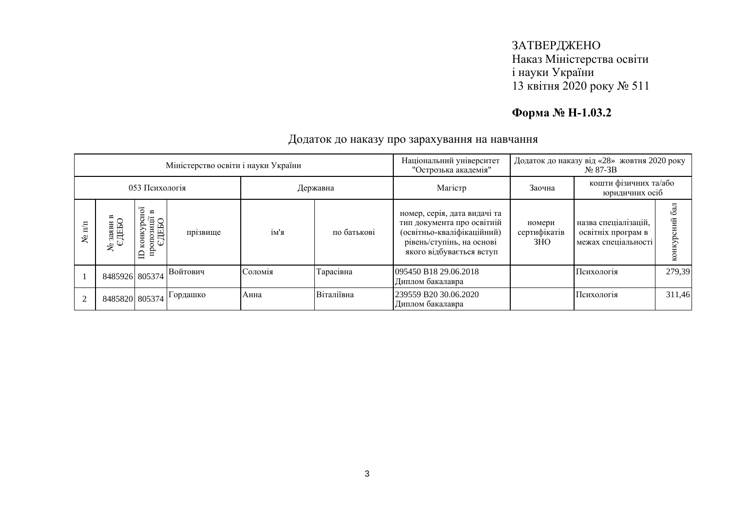ЗАТВЕРДЖЕНО
Наказ Міністерства освіти
і науки України
13 квітня 2020 року № 511

**Форма № Н-1.03.2**

Додаток до наказу про зарахування на навчання

| Міністерство освіти і науки України | | | | | | Національний університет "Острозька академія" | Додаток до наказу від «28» жовтня 2020 року № 87-ЗВ | | |
|---|---|---|---|---|---|---|---|---|---|
| 053 Психологія | | | | Державна | | Магістр | Заочна | кошти фізичних та/або юридичних осіб | |
| № п/п | № заяви в ЄДЕБО | ID конкурсної пропозиції в ЄДЕБО | прізвище | ім'я | по батькові | номер, серія, дата видачі та тип документа про освітній (освітньо-кваліфікаційний) рівень/ступінь, на основі якого відбувається вступ | номери сертифікатів ЗНО | назва спеціалізацій, освітніх програм в межах спеціальності | конкурсний бал |
| 1 | 8485926 | 805374 | Войтович | Соломія | Тарасівна | 095450 B18 29.06.2018 Диплом бакалавра | | Психологія | 279,39 |
| 2 | 8485820 | 805374 | Гордашко | Анна | Віталіївна | 239559 B20 30.06.2020 Диплом бакалавра | | Психологія | 311,46 |